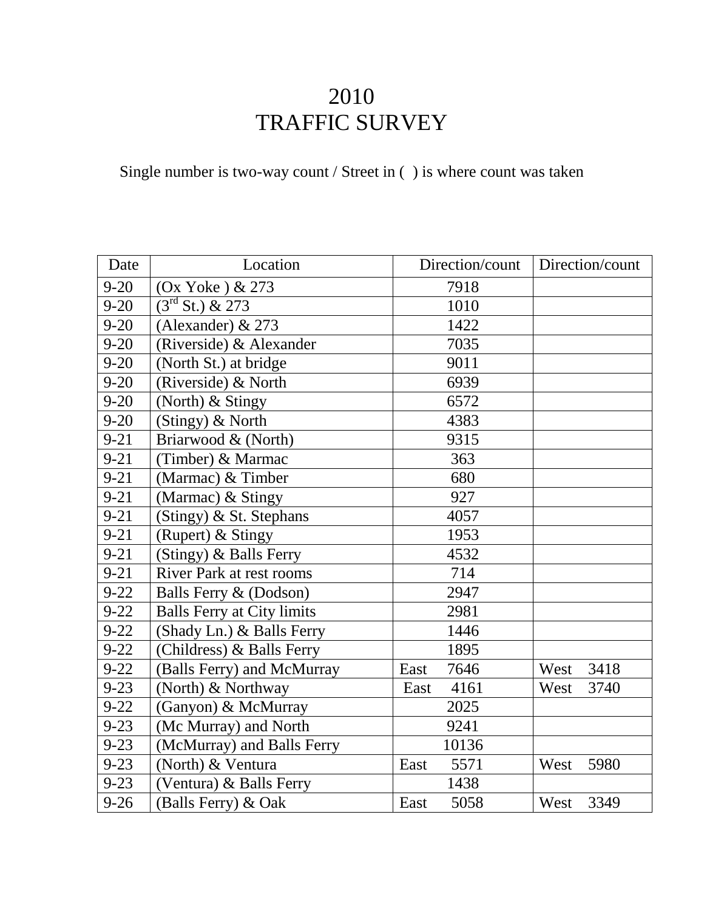# 2010
# TRAFFIC SURVEY

Single number is two-way count / Street in ( ) is where count was taken

| Date | Location | Direction/count | Direction/count |
|---|---|---|---|
| 9-20 | (Ox Yoke ) & 273 | 7918 | |
| 9-20 | (3rd St.) & 273 | 1010 | |
| 9-20 | (Alexander) & 273 | 1422 | |
| 9-20 | (Riverside) & Alexander | 7035 | |
| 9-20 | (North St.) at bridge | 9011 | |
| 9-20 | (Riverside) & North | 6939 | |
| 9-20 | (North) & Stingy | 6572 | |
| 9-20 | (Stingy) & North | 4383 | |
| 9-21 | Briarwood & (North) | 9315 | |
| 9-21 | (Timber) & Marmac | 363 | |
| 9-21 | (Marmac) & Timber | 680 | |
| 9-21 | (Marmac) & Stingy | 927 | |
| 9-21 | (Stingy) & St. Stephans | 4057 | |
| 9-21 | (Rupert) & Stingy | 1953 | |
| 9-21 | (Stingy) & Balls Ferry | 4532 | |
| 9-21 | River Park at rest rooms | 714 | |
| 9-22 | Balls Ferry & (Dodson) | 2947 | |
| 9-22 | Balls Ferry at City limits | 2981 | |
| 9-22 | (Shady Ln.) & Balls Ferry | 1446 | |
| 9-22 | (Childress) & Balls Ferry | 1895 | |
| 9-22 | (Balls Ferry) and McMurray | East 7646 | West 3418 |
| 9-23 | (North) & Northway | East 4161 | West 3740 |
| 9-22 | (Ganyon) & McMurray | 2025 | |
| 9-23 | (Mc Murray) and North | 9241 | |
| 9-23 | (McMurray) and Balls Ferry | 10136 | |
| 9-23 | (North) & Ventura | East 5571 | West 5980 |
| 9-23 | (Ventura) & Balls Ferry | 1438 | |
| 9-26 | (Balls Ferry) & Oak | East 5058 | West 3349 |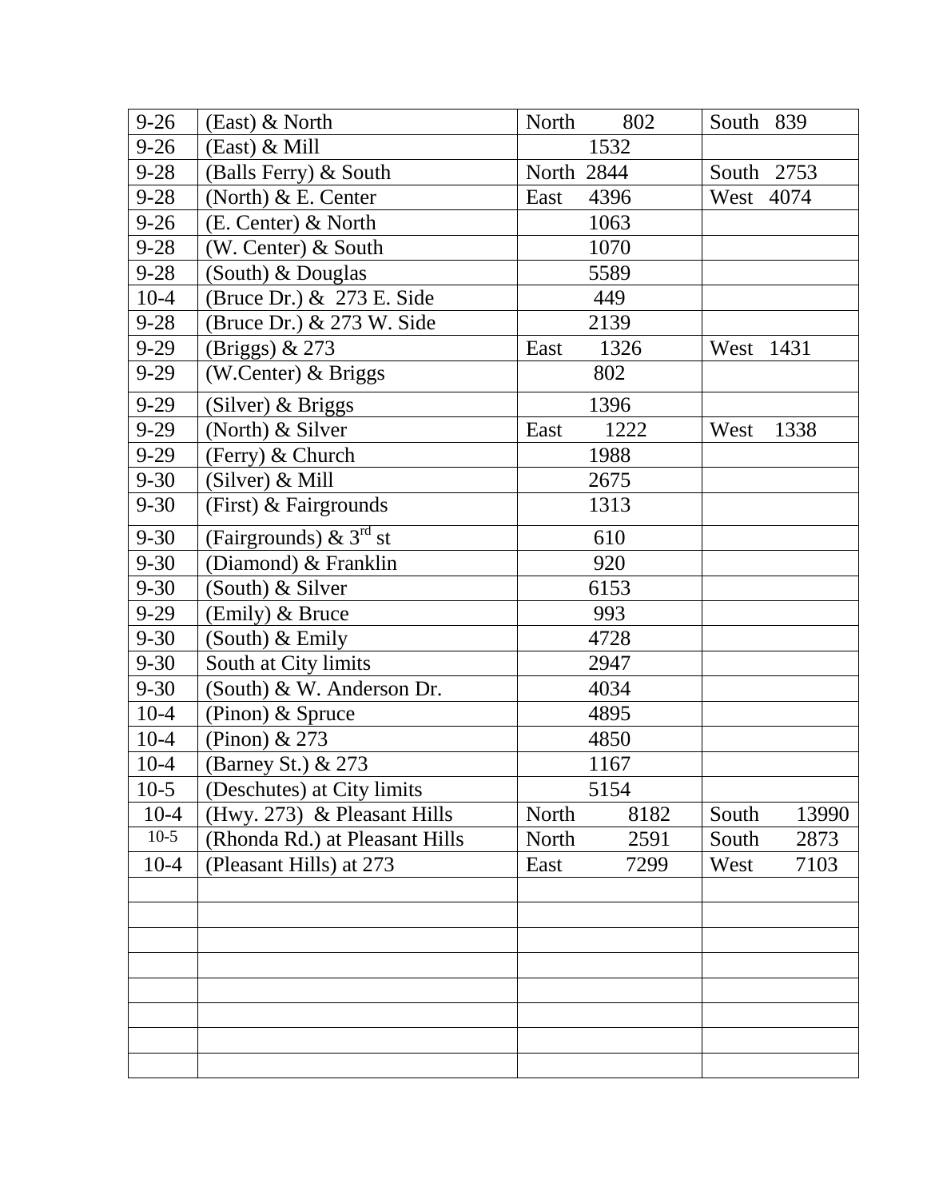| | | | |
|---|---|---|---|
| 9-26 | (East) & North | North 802 | South 839 |
| 9-26 | (East) & Mill | 1532 | |
| 9-28 | (Balls Ferry) & South | North 2844 | South 2753 |
| 9-28 | (North) & E. Center | East 4396 | West 4074 |
| 9-26 | (E. Center) & North | 1063 | |
| 9-28 | (W. Center) & South | 1070 | |
| 9-28 | (South) & Douglas | 5589 | |
| 10-4 | (Bruce Dr.) & 273 E. Side | 449 | |
| 9-28 | (Bruce Dr.) & 273 W. Side | 2139 | |
| 9-29 | (Briggs) & 273 | East 1326 | West 1431 |
| 9-29 | (W.Center) & Briggs | 802 | |
| 9-29 | (Silver) & Briggs | 1396 | |
| 9-29 | (North) & Silver | East 1222 | West 1338 |
| 9-29 | (Ferry) & Church | 1988 | |
| 9-30 | (Silver) & Mill | 2675 | |
| 9-30 | (First) & Fairgrounds | 1313 | |
| 9-30 | (Fairgrounds) & 3rd st | 610 | |
| 9-30 | (Diamond) & Franklin | 920 | |
| 9-30 | (South) & Silver | 6153 | |
| 9-29 | (Emily) & Bruce | 993 | |
| 9-30 | (South) & Emily | 4728 | |
| 9-30 | South at City limits | 2947 | |
| 9-30 | (South) & W. Anderson Dr. | 4034 | |
| 10-4 | (Pinon) & Spruce | 4895 | |
| 10-4 | (Pinon) & 273 | 4850 | |
| 10-4 | (Barney St.) & 273 | 1167 | |
| 10-5 | (Deschutes) at City limits | 5154 | |
| 10-4 | (Hwy. 273) & Pleasant Hills | North 8182 | South 13990 |
| 10-5 | (Rhonda Rd.) at Pleasant Hills | North 2591 | South 2873 |
| 10-4 | (Pleasant Hills) at 273 | East 7299 | West 7103 |
| | | | |
| | | | |
| | | | |
| | | | |
| | | | |
| | | | |
| | | | |
| | | | |